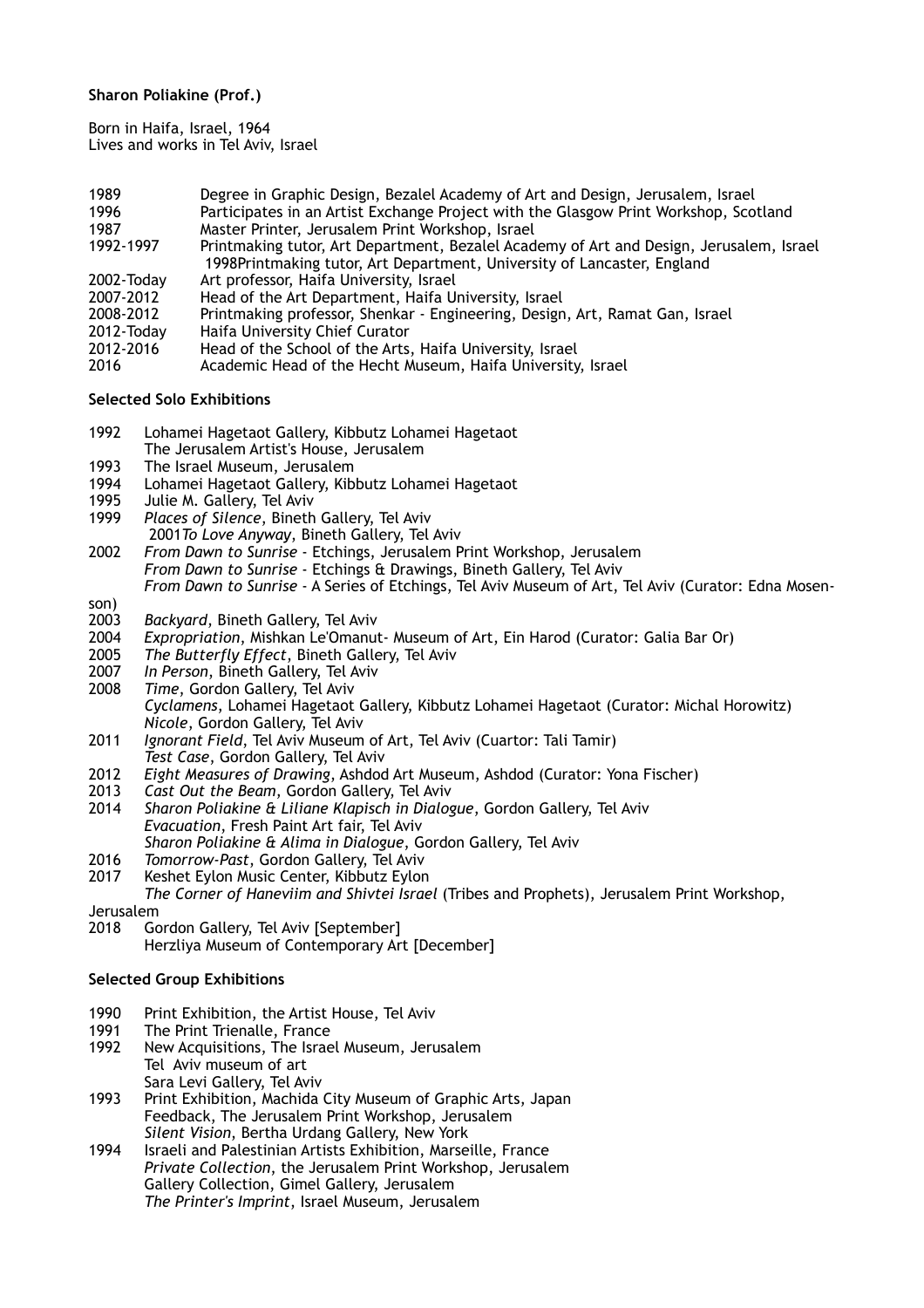**Sharon Poliakine (Prof.)**

Born in Haifa, Israel, 1964
Lives and works in Tel Aviv, Israel

1989 Degree in Graphic Design, Bezalel Academy of Art and Design, Jerusalem, Israel
1996 Participates in an Artist Exchange Project with the Glasgow Print Workshop, Scotland
1987 Master Printer, Jerusalem Print Workshop, Israel
1992-1997 Printmaking tutor, Art Department, Bezalel Academy of Art and Design, Jerusalem, Israel
1998Printmaking tutor, Art Department, University of Lancaster, England
2002-Today Art professor, Haifa University, Israel
2007-2012 Head of the Art Department, Haifa University, Israel
2008-2012 Printmaking professor, Shenkar - Engineering, Design, Art, Ramat Gan, Israel
2012-Today Haifa University Chief Curator
2012-2016 Head of the School of the Arts, Haifa University, Israel
2016 Academic Head of the Hecht Museum, Haifa University, Israel

**Selected Solo Exhibitions**

1992 Lohamei Hagetaot Gallery, Kibbutz Lohamei Hagetaot
The Jerusalem Artist's House, Jerusalem
1993 The Israel Museum, Jerusalem
1994 Lohamei Hagetaot Gallery, Kibbutz Lohamei Hagetaot
1995 Julie M. Gallery, Tel Aviv
1999 *Places of Silence*, Bineth Gallery, Tel Aviv
2001*To Love Anyway*, Bineth Gallery, Tel Aviv
2002 *From Dawn to Sunrise* - Etchings, Jerusalem Print Workshop, Jerusalem
*From Dawn to Sunrise* - Etchings & Drawings, Bineth Gallery, Tel Aviv
*From Dawn to Sunrise* - A Series of Etchings, Tel Aviv Museum of Art, Tel Aviv (Curator: Edna Mosenson)
2003 *Backyard*, Bineth Gallery, Tel Aviv
2004 *Expropriation*, Mishkan Le'Omanut- Museum of Art, Ein Harod (Curator: Galia Bar Or)
2005 *The Butterfly Effect*, Bineth Gallery, Tel Aviv
2007 *In Person*, Bineth Gallery, Tel Aviv
2008 *Time*, Gordon Gallery, Tel Aviv
*Cyclamens*, Lohamei Hagetaot Gallery, Kibbutz Lohamei Hagetaot (Curator: Michal Horowitz)
*Nicole*, Gordon Gallery, Tel Aviv
2011 *Ignorant Field*, Tel Aviv Museum of Art, Tel Aviv (Cuartor: Tali Tamir)
*Test Case*, Gordon Gallery, Tel Aviv
2012 *Eight Measures of Drawing*, Ashdod Art Museum, Ashdod (Curator: Yona Fischer)
2013 *Cast Out the Beam*, Gordon Gallery, Tel Aviv
2014 *Sharon Poliakine & Liliane Klapisch in Dialogue*, Gordon Gallery, Tel Aviv
*Evacuation*, Fresh Paint Art fair, Tel Aviv
*Sharon Poliakine & Alima in Dialogue*, Gordon Gallery, Tel Aviv
2016 *Tomorrow-Past*, Gordon Gallery, Tel Aviv
2017 Keshet Eylon Music Center, Kibbutz Eylon
*The Corner of Haneviim and Shivtei Israel* (Tribes and Prophets), Jerusalem Print Workshop, Jerusalem
2018 Gordon Gallery, Tel Aviv [September]
Herzliya Museum of Contemporary Art [December]

**Selected Group Exhibitions**

1990 Print Exhibition, the Artist House, Tel Aviv
1991 The Print Trienalle, France
1992 New Acquisitions, The Israel Museum, Jerusalem
Tel Aviv museum of art
Sara Levi Gallery, Tel Aviv
1993 Print Exhibition, Machida City Museum of Graphic Arts, Japan
Feedback, The Jerusalem Print Workshop, Jerusalem
*Silent Vision*, Bertha Urdang Gallery, New York
1994 Israeli and Palestinian Artists Exhibition, Marseille, France
*Private Collection*, the Jerusalem Print Workshop, Jerusalem
Gallery Collection, Gimel Gallery, Jerusalem
*The Printer's Imprint*, Israel Museum, Jerusalem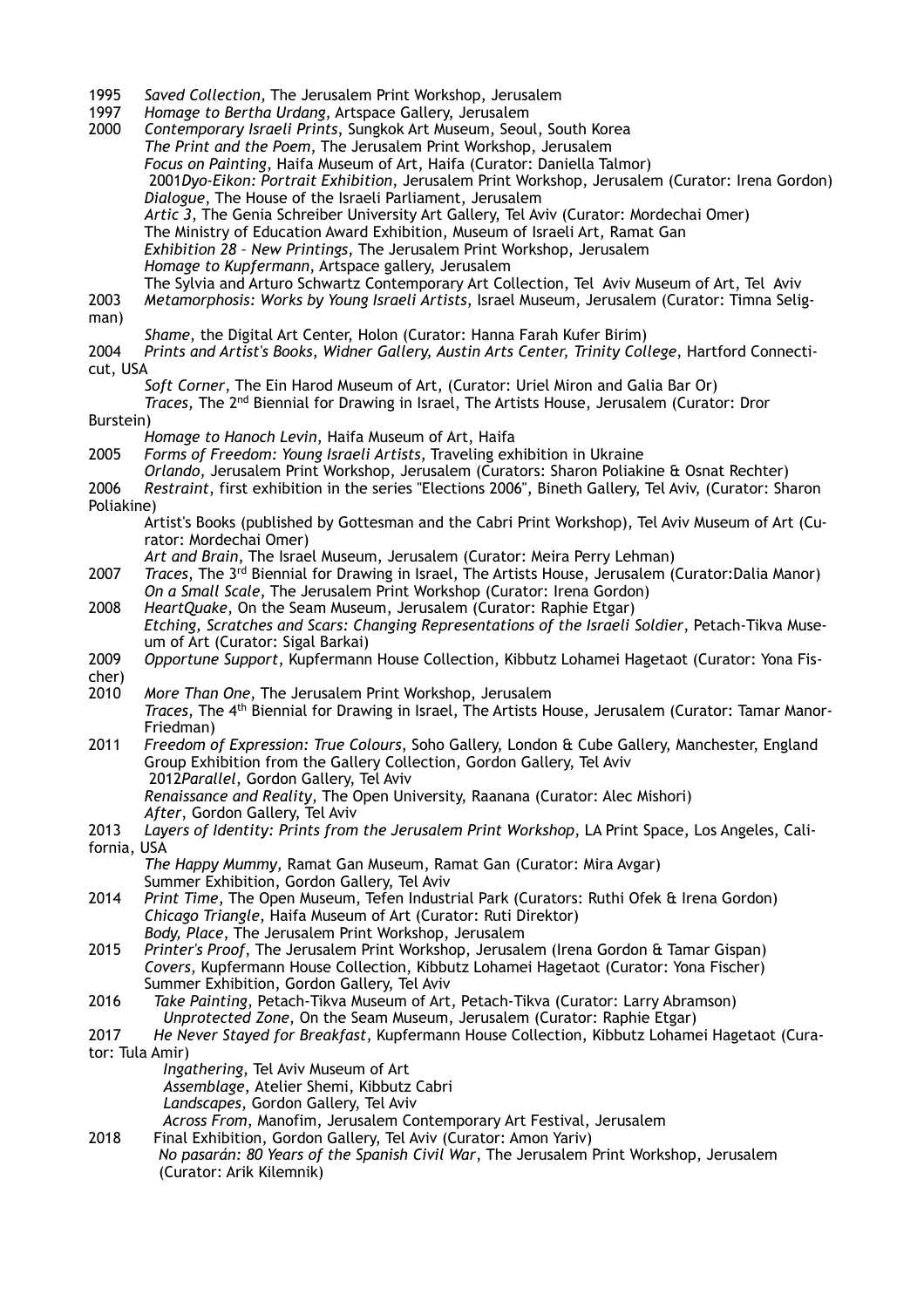1995 *Saved Collection*, The Jerusalem Print Workshop, Jerusalem

1997 *Homage to Bertha Urdang*, Artspace Gallery, Jerusalem

2000 *Contemporary Israeli Prints*, Sungkok Art Museum, Seoul, South Korea
*The Print and the Poem*, The Jerusalem Print Workshop, Jerusalem
*Focus on Painting*, Haifa Museum of Art, Haifa (Curator: Daniella Talmor)

2001 *Dyo-Eikon: Portrait Exhibition*, Jerusalem Print Workshop, Jerusalem (Curator: Irena Gordon)
*Dialogue*, The House of the Israeli Parliament, Jerusalem
*Artic 3*, The Genia Schreiber University Art Gallery, Tel Aviv (Curator: Mordechai Omer)
The Ministry of Education Award Exhibition, Museum of Israeli Art, Ramat Gan
*Exhibition 28 – New Printings*, The Jerusalem Print Workshop, Jerusalem
*Homage to Kupfermann*, Artspace gallery, Jerusalem
The Sylvia and Arturo Schwartz Contemporary Art Collection, Tel Aviv Museum of Art, Tel Aviv

2003 *Metamorphosis: Works by Young Israeli Artists*, Israel Museum, Jerusalem (Curator: Timna Seligman)
*Shame*, the Digital Art Center, Holon (Curator: Hanna Farah Kufer Birim)

2004 *Prints and Artist's Books, Widner Gallery, Austin Arts Center, Trinity College*, Hartford Connecticut, USA
*Soft Corner*, The Ein Harod Museum of Art, (Curator: Uriel Miron and Galia Bar Or)
*Traces*, The 2nd Biennial for Drawing in Israel, The Artists House, Jerusalem (Curator: Dror Burstein)
*Homage to Hanoch Levin*, Haifa Museum of Art, Haifa

2005 *Forms of Freedom: Young Israeli Artists*, Traveling exhibition in Ukraine
*Orlando*, Jerusalem Print Workshop, Jerusalem (Curators: Sharon Poliakine & Osnat Rechter)

2006 *Restraint*, first exhibition in the series "Elections 2006", Bineth Gallery, Tel Aviv, (Curator: Sharon Poliakine)
Artist's Books (published by Gottesman and the Cabri Print Workshop), Tel Aviv Museum of Art (Curator: Mordechai Omer)
*Art and Brain*, The Israel Museum, Jerusalem (Curator: Meira Perry Lehman)

2007 *Traces*, The 3rd Biennial for Drawing in Israel, The Artists House, Jerusalem (Curator:Dalia Manor)
*On a Small Scale*, The Jerusalem Print Workshop (Curator: Irena Gordon)

2008 *HeartQuake*, On the Seam Museum, Jerusalem (Curator: Raphie Etgar)
*Etching, Scratches and Scars: Changing Representations of the Israeli Soldier*, Petach-Tikva Museum of Art (Curator: Sigal Barkai)

2009 *Opportune Support*, Kupfermann House Collection, Kibbutz Lohamei Hagetaot (Curator: Yona Fischer)

2010 *More Than One*, The Jerusalem Print Workshop, Jerusalem
*Traces*, The 4th Biennial for Drawing in Israel, The Artists House, Jerusalem (Curator: Tamar Manor-Friedman)

2011 *Freedom of Expression: True Colours*, Soho Gallery, London & Cube Gallery, Manchester, England
Group Exhibition from the Gallery Collection, Gordon Gallery, Tel Aviv

2012 *Parallel*, Gordon Gallery, Tel Aviv
*Renaissance and Reality*, The Open University, Raanana (Curator: Alec Mishori)
*After*, Gordon Gallery, Tel Aviv

2013 *Layers of Identity: Prints from the Jerusalem Print Workshop*, LA Print Space, Los Angeles, California, USA
*The Happy Mummy*, Ramat Gan Museum, Ramat Gan (Curator: Mira Avgar)
Summer Exhibition, Gordon Gallery, Tel Aviv

2014 *Print Time*, The Open Museum, Tefen Industrial Park (Curators: Ruthi Ofek & Irena Gordon)
*Chicago Triangle*, Haifa Museum of Art (Curator: Ruti Direktor)
*Body, Place*, The Jerusalem Print Workshop, Jerusalem

2015 *Printer's Proof*, The Jerusalem Print Workshop, Jerusalem (Irena Gordon & Tamar Gispan)
*Covers*, Kupfermann House Collection, Kibbutz Lohamei Hagetaot (Curator: Yona Fischer)
Summer Exhibition, Gordon Gallery, Tel Aviv

2016 *Take Painting*, Petach-Tikva Museum of Art, Petach-Tikva (Curator: Larry Abramson)
*Unprotected Zone*, On the Seam Museum, Jerusalem (Curator: Raphie Etgar)

2017 *He Never Stayed for Breakfast*, Kupfermann House Collection, Kibbutz Lohamei Hagetaot (Curator: Tula Amir)
*Ingathering*, Tel Aviv Museum of Art
*Assemblage*, Atelier Shemi, Kibbutz Cabri
*Landscapes*, Gordon Gallery, Tel Aviv
*Across From*, Manofim, Jerusalem Contemporary Art Festival, Jerusalem

2018 Final Exhibition, Gordon Gallery, Tel Aviv (Curator: Amon Yariv)
*No pasarán: 80 Years of the Spanish Civil War*, The Jerusalem Print Workshop, Jerusalem (Curator: Arik Kilemnik)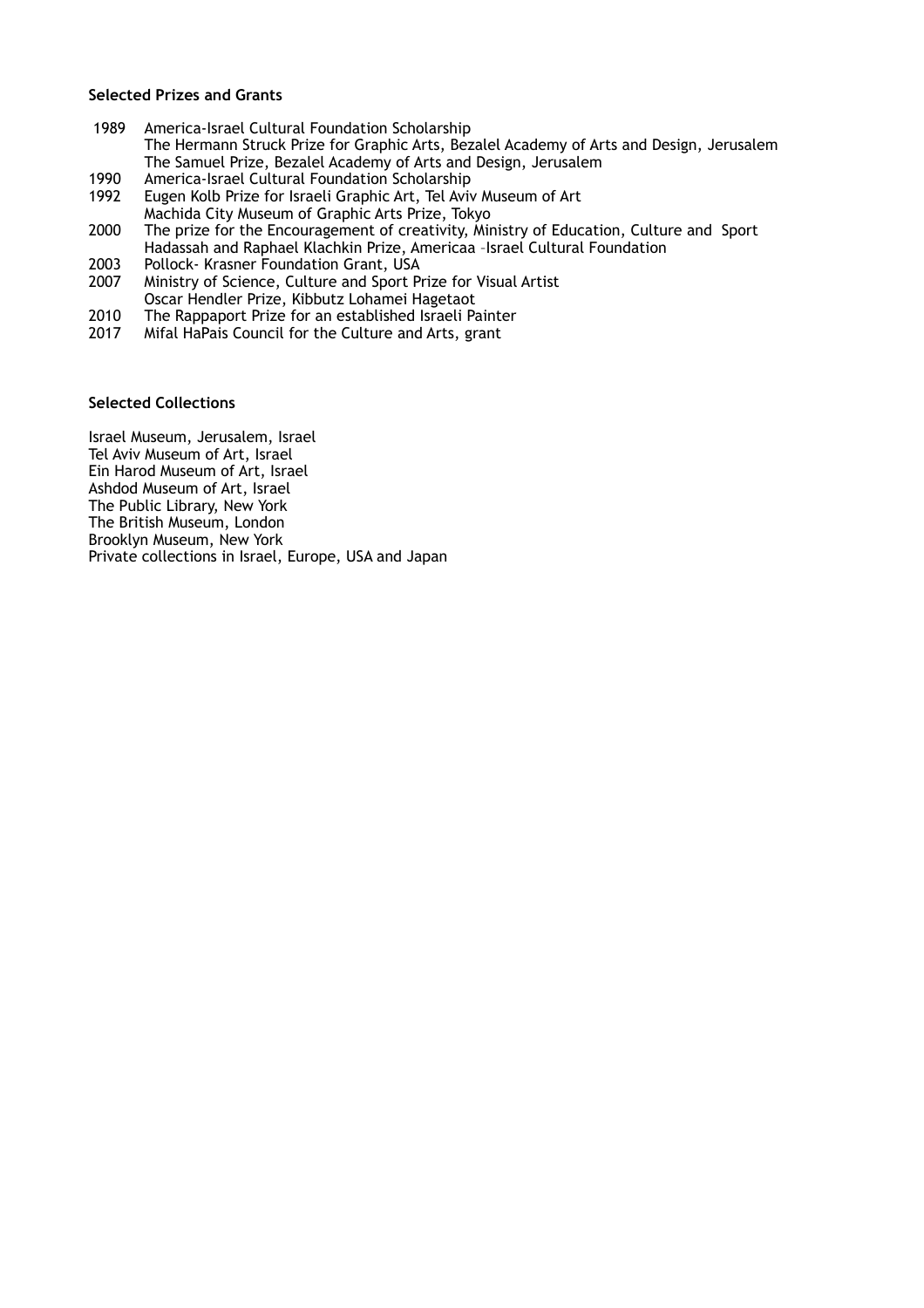**Selected Prizes and Grants**

1989 America-Israel Cultural Foundation Scholarship
The Hermann Struck Prize for Graphic Arts, Bezalel Academy of Arts and Design, Jerusalem
The Samuel Prize, Bezalel Academy of Arts and Design, Jerusalem
1990 America-Israel Cultural Foundation Scholarship
1992 Eugen Kolb Prize for Israeli Graphic Art, Tel Aviv Museum of Art
Machida City Museum of Graphic Arts Prize, Tokyo
2000 The prize for the Encouragement of creativity, Ministry of Education, Culture and Sport
Hadassah and Raphael Klachkin Prize, Americaa –Israel Cultural Foundation
2003 Pollock- Krasner Foundation Grant, USA
2007 Ministry of Science, Culture and Sport Prize for Visual Artist
Oscar Hendler Prize, Kibbutz Lohamei Hagetaot
2010 The Rappaport Prize for an established Israeli Painter
2017 Mifal HaPais Council for the Culture and Arts, grant

**Selected Collections**

Israel Museum, Jerusalem, Israel
Tel Aviv Museum of Art, Israel
Ein Harod Museum of Art, Israel
Ashdod Museum of Art, Israel
The Public Library, New York
The British Museum, London
Brooklyn Museum, New York
Private collections in Israel, Europe, USA and Japan